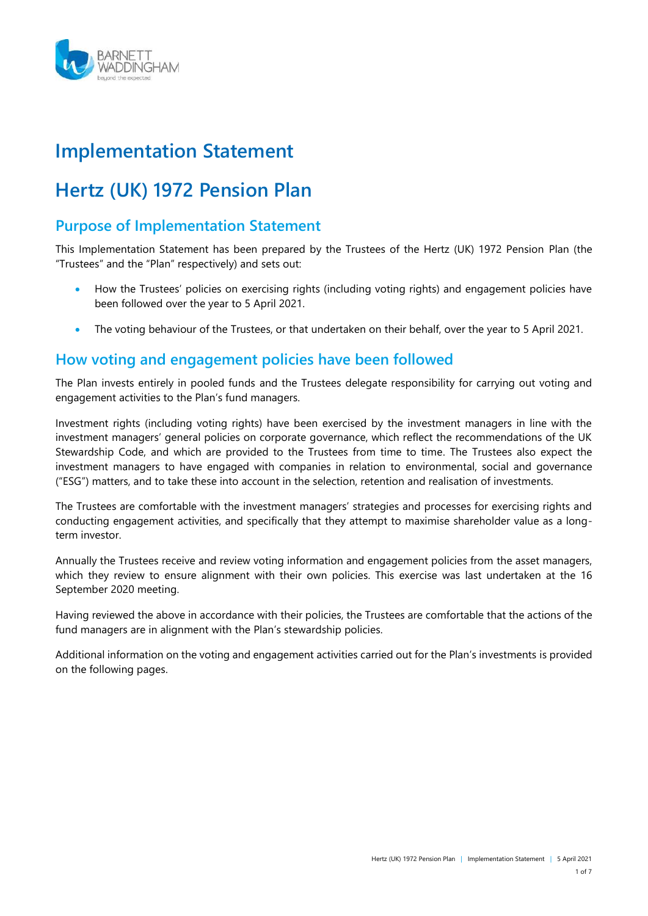# Implementation Statement

# Hertz (UK) 1972 Pension Plan

## Purpose of Implementation Statement

This Implementation Statement has been prepared by the Trustees of the Hertz (UK) 1972 Pension Plan (the "Trustees" and the "Plan" respectively) and sets out:

- How the Trustees' policies on exercising rights (including voting rights) and engagement policies have been followed over the year to 5 April 2021.
- The voting behaviour of the Trustees, or that undertaken on their behalf, over the year to 5 April 2021.

## How voting and engagement policies have been followed

The Plan invests entirely in pooled funds and the Trustees delegate responsibility for carrying out voting and engagement activities to the Plan's fund managers.

Investment rights (including voting rights) have been exercised by the investment managers in line with the investment managers' general policies on corporate governance, which reflect the recommendations of the UK Stewardship Code, and which are provided to the Trustees from time to time. The Trustees also expect the investment managers to have engaged with companies in relation to environmental, social and governance ("ESG") matters, and to take these into account in the selection, retention and realisation of investments.

The Trustees are comfortable with the investment managers' strategies and processes for exercising rights and conducting engagement activities, and specifically that they attempt to maximise shareholder value as a long-term investor.

Annually the Trustees receive and review voting information and engagement policies from the asset managers, which they review to ensure alignment with their own policies. This exercise was last undertaken at the 16 September 2020 meeting.

Having reviewed the above in accordance with their policies, the Trustees are comfortable that the actions of the fund managers are in alignment with the Plan's stewardship policies.

Additional information on the voting and engagement activities carried out for the Plan's investments is provided on the following pages.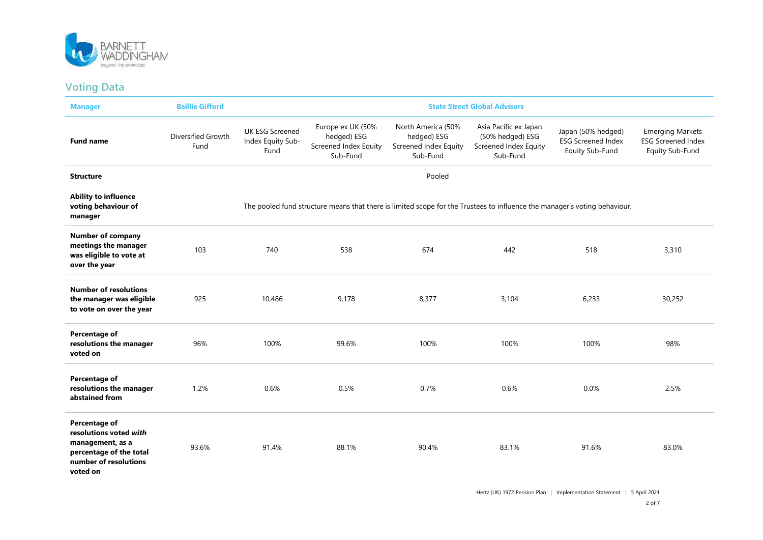## Voting Data

| Manager | Baillie Gifford | State Street Global Advisors | | | | | |
|---|---|---|---|---|---|---|---|
| **Fund name** | Diversified Growth Fund | UK ESG Screened Index Equity Sub-Fund | Europe ex UK (50% hedged) ESG Screened Index Equity Sub-Fund | North America (50% hedged) ESG Screened Index Equity Sub-Fund | Asia Pacific ex Japan (50% hedged) ESG Screened Index Equity Sub-Fund | Japan (50% hedged) ESG Screened Index Equity Sub-Fund | Emerging Markets ESG Screened Index Equity Sub-Fund |
| **Structure** | Pooled | | | | | | |
| **Ability to influence voting behaviour of manager** | The pooled fund structure means that there is limited scope for the Trustees to influence the manager's voting behaviour. | | | | | | |
| **Number of company meetings the manager was eligible to vote at over the year** | 103 | 740 | 538 | 674 | 442 | 518 | 3,310 |
| **Number of resolutions the manager was eligible to vote on over the year** | 925 | 10,486 | 9,178 | 8,377 | 3,104 | 6,233 | 30,252 |
| **Percentage of resolutions the manager voted on** | 96% | 100% | 99.6% | 100% | 100% | 100% | 98% |
| **Percentage of resolutions the manager abstained from** | 1.2% | 0.6% | 0.5% | 0.7% | 0.6% | 0.0% | 2.5% |
| **Percentage of resolutions voted *with* management, as a percentage of the total number of resolutions voted on** | 93.6% | 91.4% | 88.1% | 90.4% | 83.1% | 91.6% | 83.0% |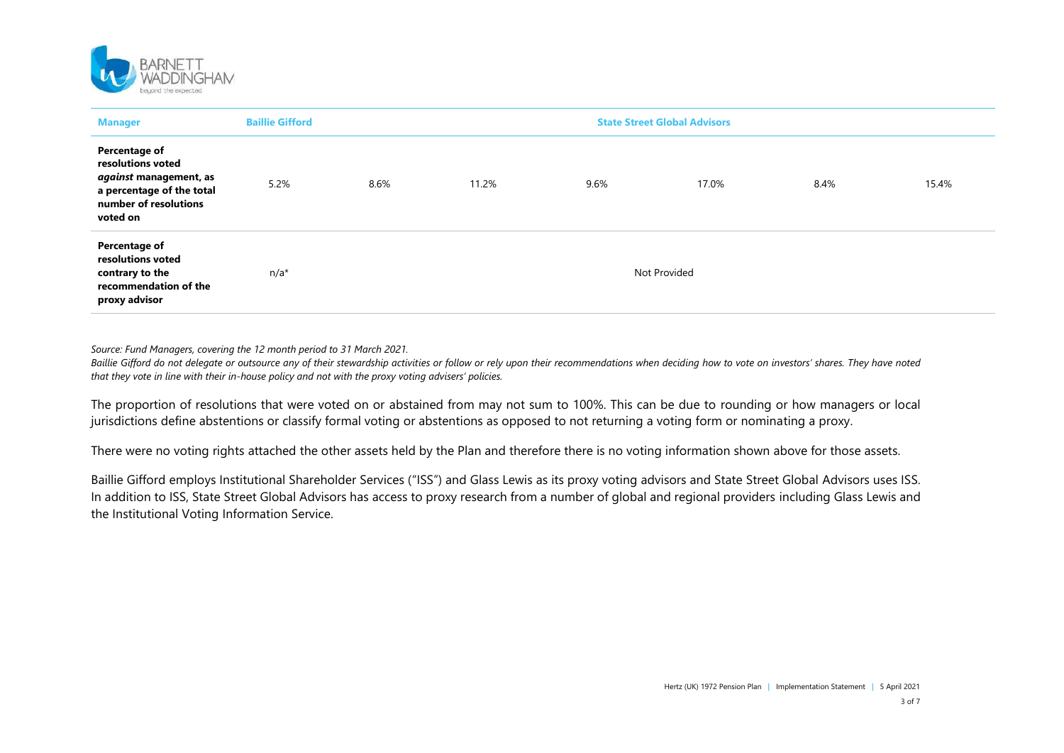| Manager | Baillie Gifford | | | State Street Global Advisors | | | |
|---|---|---|---|---|---|---|---|
| **Percentage of resolutions voted *against* management, as a percentage of the total number of resolutions voted on** | 5.2% | 8.6% | 11.2% | 9.6% | 17.0% | 8.4% | 15.4% |
| **Percentage of resolutions voted contrary to the recommendation of the proxy advisor** | n/a* | | | Not Provided | | | |

*Source: Fund Managers, covering the 12 month period to 31 March 2021.*
*Baillie Gifford do not delegate or outsource any of their stewardship activities or follow or rely upon their recommendations when deciding how to vote on investors' shares. They have noted that they vote in line with their in-house policy and not with the proxy voting advisers' policies.*

The proportion of resolutions that were voted on or abstained from may not sum to 100%. This can be due to rounding or how managers or local jurisdictions define abstentions or classify formal voting or abstentions as opposed to not returning a voting form or nominating a proxy.

There were no voting rights attached the other assets held by the Plan and therefore there is no voting information shown above for those assets.

Baillie Gifford employs Institutional Shareholder Services ("ISS") and Glass Lewis as its proxy voting advisors and State Street Global Advisors uses ISS. In addition to ISS, State Street Global Advisors has access to proxy research from a number of global and regional providers including Glass Lewis and the Institutional Voting Information Service.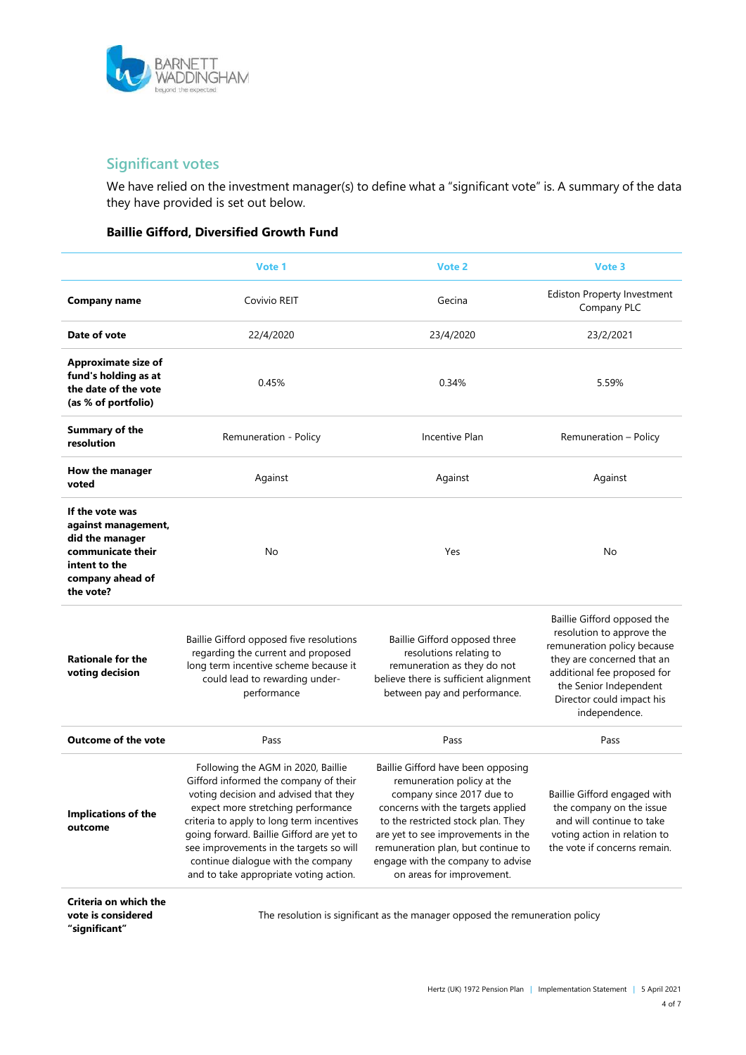## Significant votes

We have relied on the investment manager(s) to define what a "significant vote" is. A summary of the data they have provided is set out below.

### Baillie Gifford, Diversified Growth Fund

| | Vote 1 | Vote 2 | Vote 3 |
|---|---|---|---|
| **Company name** | Covivio REIT | Gecina | Ediston Property Investment Company PLC |
| **Date of vote** | 22/4/2020 | 23/4/2020 | 23/2/2021 |
| **Approximate size of fund's holding as at the date of the vote (as % of portfolio)** | 0.45% | 0.34% | 5.59% |
| **Summary of the resolution** | Remuneration - Policy | Incentive Plan | Remuneration – Policy |
| **How the manager voted** | Against | Against | Against |
| **If the vote was against management, did the manager communicate their intent to the company ahead of the vote?** | No | Yes | No |
| **Rationale for the voting decision** | Baillie Gifford opposed five resolutions regarding the current and proposed long term incentive scheme because it could lead to rewarding under-performance | Baillie Gifford opposed three resolutions relating to remuneration as they do not believe there is sufficient alignment between pay and performance. | Baillie Gifford opposed the resolution to approve the remuneration policy because they are concerned that an additional fee proposed for the Senior Independent Director could impact his independence. |
| **Outcome of the vote** | Pass | Pass | Pass |
| **Implications of the outcome** | Following the AGM in 2020, Baillie Gifford informed the company of their voting decision and advised that they expect more stretching performance criteria to apply to long term incentives going forward. Baillie Gifford are yet to see improvements in the targets so will continue dialogue with the company and to take appropriate voting action. | Baillie Gifford have been opposing remuneration policy at the company since 2017 due to concerns with the targets applied to the restricted stock plan. They are yet to see improvements in the remuneration plan, but continue to engage with the company to advise on areas for improvement. | Baillie Gifford engaged with the company on the issue and will continue to take voting action in relation to the vote if concerns remain. |
| **Criteria on which the vote is considered "significant"** | The resolution is significant as the manager opposed the remuneration policy | | |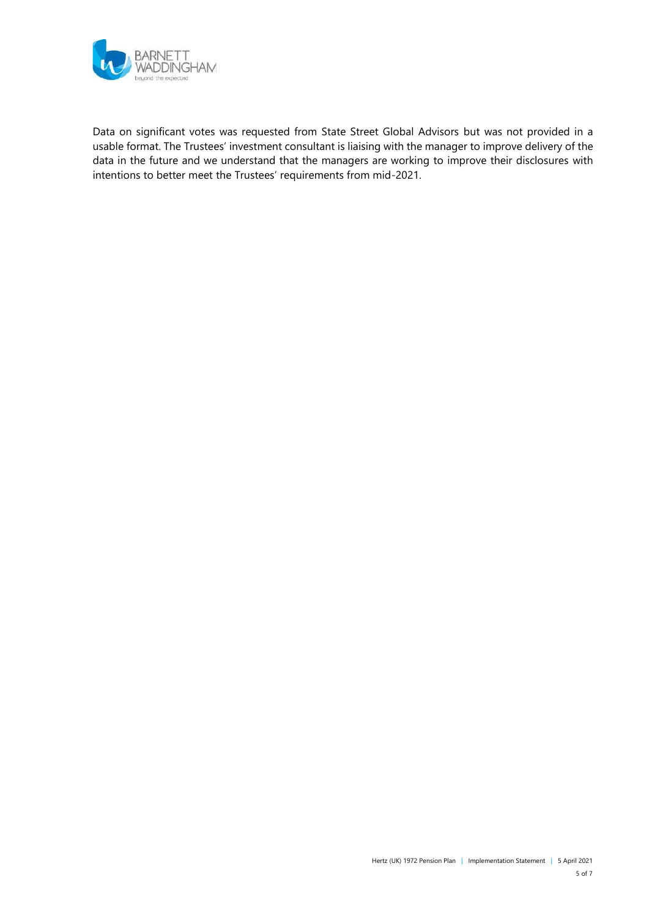Data on significant votes was requested from State Street Global Advisors but was not provided in a usable format. The Trustees' investment consultant is liaising with the manager to improve delivery of the data in the future and we understand that the managers are working to improve their disclosures with intentions to better meet the Trustees' requirements from mid-2021.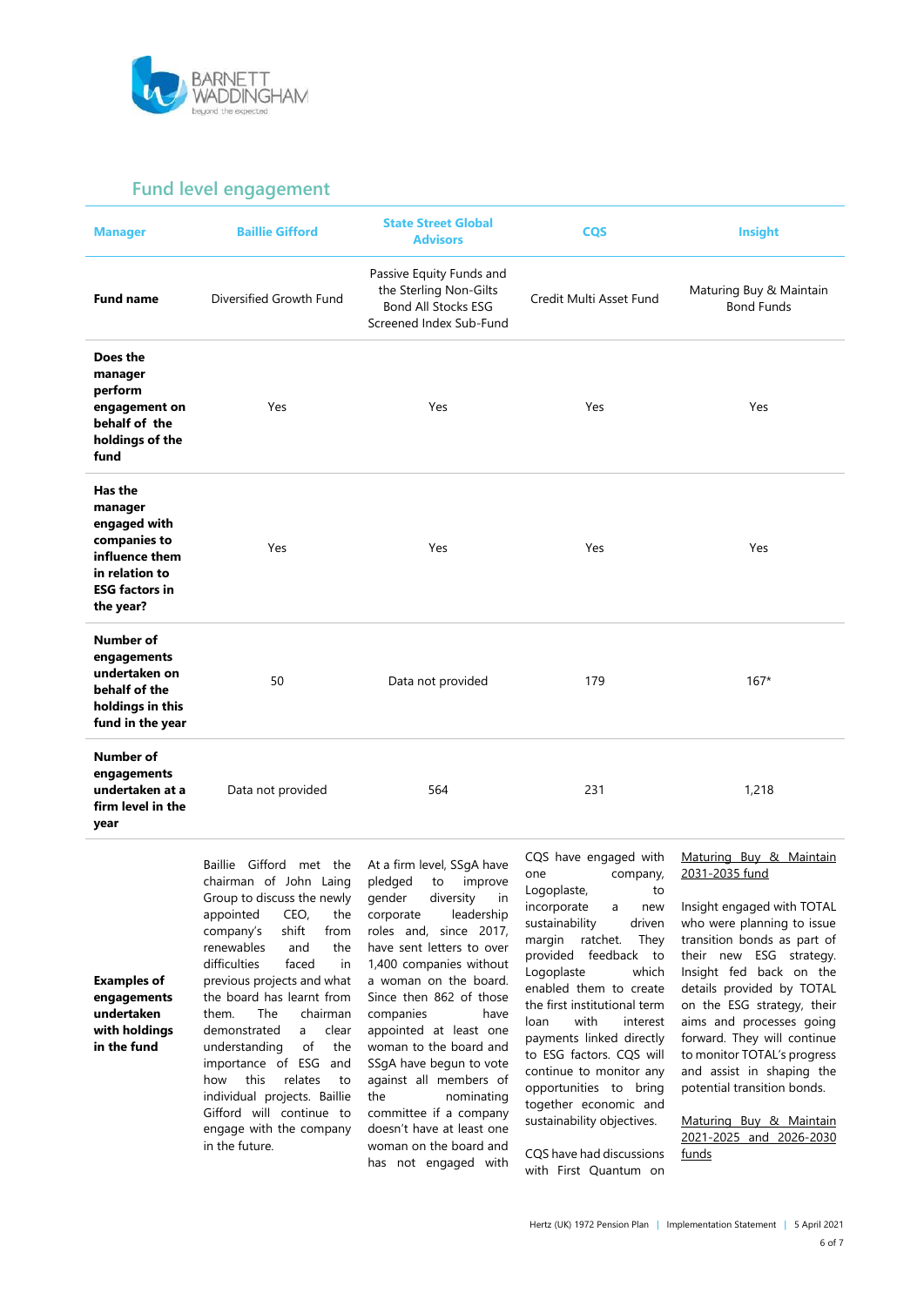## Fund level engagement

| Manager | Baillie Gifford | State Street Global Advisors | CQS | Insight |
|---|---|---|---|---|
| **Fund name** | Diversified Growth Fund | Passive Equity Funds and the Sterling Non-Gilts Bond All Stocks ESG Screened Index Sub-Fund | Credit Multi Asset Fund | Maturing Buy & Maintain Bond Funds |
| **Does the manager perform engagement on behalf of the holdings of the fund** | Yes | Yes | Yes | Yes |
| **Has the manager engaged with companies to influence them in relation to ESG factors in the year?** | Yes | Yes | Yes | Yes |
| **Number of engagements undertaken on behalf of the holdings in this fund in the year** | 50 | Data not provided | 179 | 167* |
| **Number of engagements undertaken at a firm level in the year** | Data not provided | 564 | 231 | 1,218 |
| **Examples of engagements undertaken with holdings in the fund** | Baillie Gifford met the chairman of John Laing Group to discuss the newly appointed CEO, the company's shift from renewables and the difficulties faced in previous projects and what the board has learnt from them. The chairman demonstrated a clear understanding of the importance of ESG and how this relates to individual projects. Baillie Gifford will continue to engage with the company in the future. | At a firm level, SSgA have pledged to improve gender diversity in corporate leadership roles and, since 2017, have sent letters to over 1,400 companies without a woman on the board. Since then 862 of those companies have appointed at least one woman to the board and SSgA have begun to vote against all members of the nominating committee if a company doesn't have at least one woman on the board and has not engaged with | CQS have engaged with one company, Logoplaste, to incorporate a new sustainability driven margin ratchet. They provided feedback to Logoplaste which enabled them to create the first institutional term loan with interest payments linked directly to ESG factors. CQS will continue to monitor any opportunities to bring together economic and sustainability objectives.<br><br>CQS have had discussions with First Quantum on | Maturing Buy & Maintain 2031-2035 fund<br><br>Insight engaged with TOTAL who were planning to issue transition bonds as part of their new ESG strategy. Insight fed back on the details provided by TOTAL on the ESG strategy, their aims and processes going forward. They will continue to monitor TOTAL's progress and assist in shaping the potential transition bonds.<br><br>Maturing Buy & Maintain 2021-2025 and 2026-2030 funds |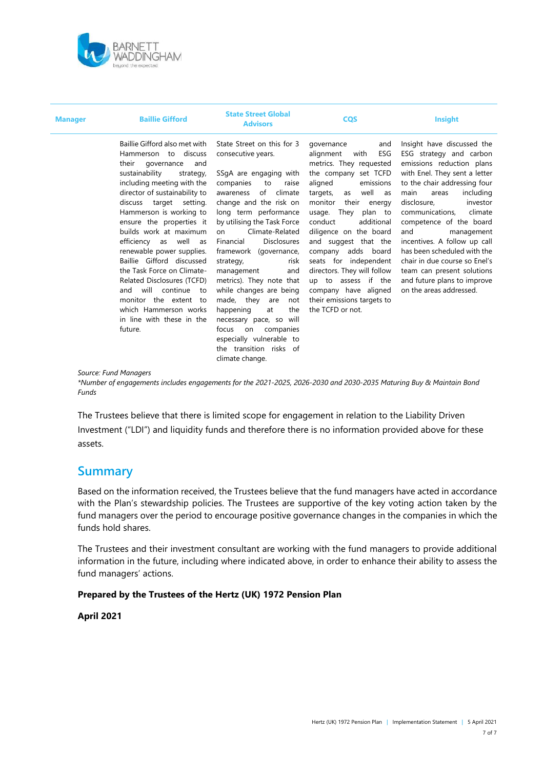| Manager | Baillie Gifford | State Street Global Advisors | CQS | Insight |
|---|---|---|---|---|
| | Baillie Gifford also met with Hammerson to discuss their governance and sustainability strategy, including meeting with the director of sustainability to discuss target setting. Hammerson is working to ensure the properties it builds work at maximum efficiency as well as renewable power supplies. Baillie Gifford discussed the Task Force on Climate-Related Disclosures (TCFD) and will continue to monitor the extent to which Hammerson works in line with these in the future. | State Street on this for 3 consecutive years.<br><br>SSgA are engaging with companies to raise awareness of climate change and the risk on long term performance by utilising the Task Force on Climate-Related Financial Disclosures framework (governance, strategy, risk management and metrics). They note that while changes are being made, they are not happening at the necessary pace, so will focus on companies especially vulnerable to the transition risks of climate change. | governance and alignment with ESG metrics. They requested the company set TCFD aligned emissions targets, as well as monitor their energy usage. They plan to conduct additional diligence on the board and suggest that the company adds board seats for independent directors. They will follow up to assess if the company have aligned their emissions targets to the TCFD or not. | Insight have discussed the ESG strategy and carbon emissions reduction plans with Enel. They sent a letter to the chair addressing four main areas including disclosure, investor communications, climate competence of the board and management incentives. A follow up call has been scheduled with the chair in due course so Enel's team can present solutions and future plans to improve on the areas addressed. |

*Source: Fund Managers*

*\*Number of engagements includes engagements for the 2021-2025, 2026-2030 and 2030-2035 Maturing Buy & Maintain Bond Funds*

The Trustees believe that there is limited scope for engagement in relation to the Liability Driven Investment ("LDI") and liquidity funds and therefore there is no information provided above for these assets.

## Summary

Based on the information received, the Trustees believe that the fund managers have acted in accordance with the Plan's stewardship policies. The Trustees are supportive of the key voting action taken by the fund managers over the period to encourage positive governance changes in the companies in which the funds hold shares.

The Trustees and their investment consultant are working with the fund managers to provide additional information in the future, including where indicated above, in order to enhance their ability to assess the fund managers' actions.

**Prepared by the Trustees of the Hertz (UK) 1972 Pension Plan**

**April 2021**